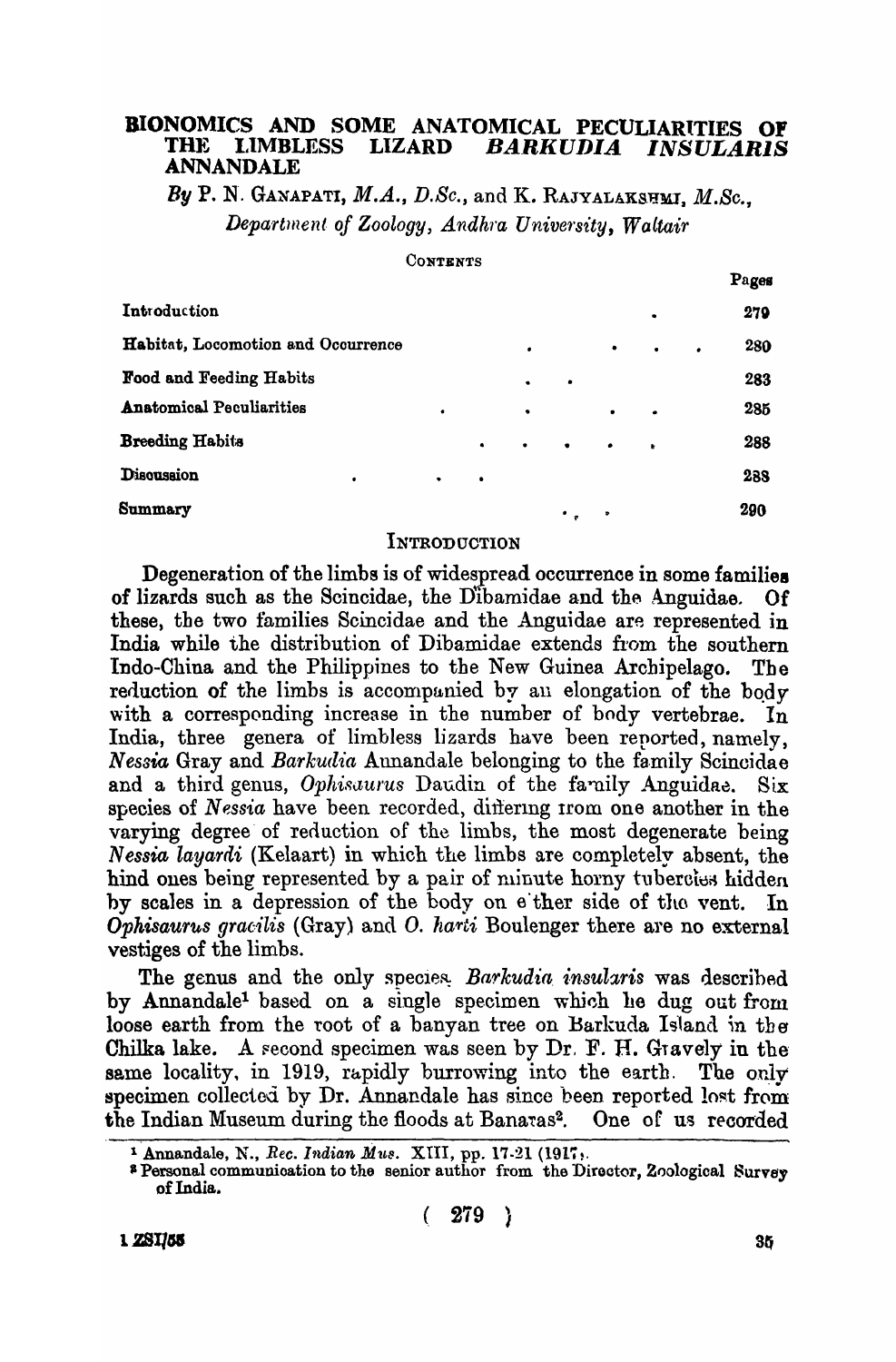# BIONOMICS AND SOME ANATOMICAL PECULIARITIES OF THE LIMBLESS LIZARD *BARKUDIA INSULARIS* ANNANDALE

*By* P. N. GANAPATI, *M.A., D.Sc.*, and K. RAJYALAKSHMI, *M.Sc.*,
*Department of Zoology, Andhra University, Waltair*

CONTENTS

| | Pages |
|---|---|
| Introduction | 279 |
| Habitat, Locomotion and Occurrence | 280 |
| Food and Feeding Habits | 283 |
| Anatomical Peculiarities | 285 |
| Breeding Habits | 288 |
| Discussion | 288 |
| Summary | 290 |

## INTRODUCTION

Degeneration of the limbs is of widespread occurrence in some families of lizards such as the Scincidae, the Dibamidae and the Anguidae. Of these, the two families Scincidae and the Anguidae are represented in India while the distribution of Dibamidae extends from the southern Indo-China and the Philippines to the New Guinea Archipelago. The reduction of the limbs is accompanied by an elongation of the body with a corresponding increase in the number of body vertebrae. In India, three genera of limbless lizards have been reported, namely, *Nessia* Gray and *Barkudia* Annandale belonging to the family Scincidae and a third genus, *Ophisaurus* Daudin of the family Anguidae. Six species of *Nessia* have been recorded, differing from one another in the varying degree of reduction of the limbs, the most degenerate being *Nessia layardi* (Kelaart) in which the limbs are completely absent, the hind ones being represented by a pair of minute horny tubercles hidden by scales in a depression of the body on either side of the vent. In *Ophisaurus gracilis* (Gray) and *O. harti* Boulenger there are no external vestiges of the limbs.

The genus and the only species *Barkudia insularis* was described by Annandale[1] based on a single specimen which he dug out from loose earth from the root of a banyan tree on Barkuda Island in the Chilka lake. A second specimen was seen by Dr. F. H. Gravely in the same locality, in 1919, rapidly burrowing into the earth. The only specimen collected by Dr. Annandale has since been reported lost from the Indian Museum during the floods at Banaras[2]. One of us recorded

[1] Annandale, N., *Rec. Indian Mus.* XIII, pp. 17-21 (1917).

[2] Personal communication to the senior author from the Director, Zoological Survey of India.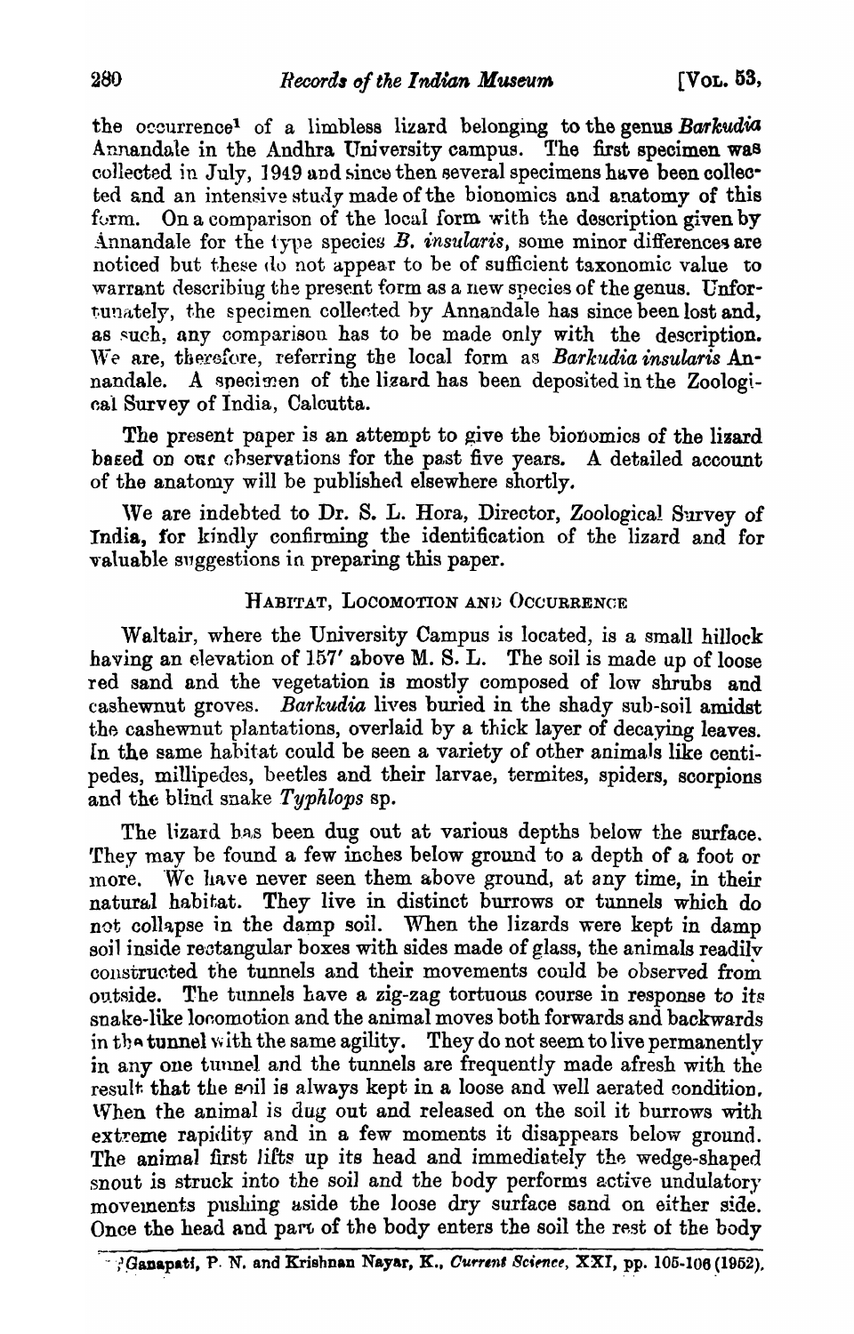the occurrence[1] of a limbless lizard belonging to the genus *Barkudia* Annandale in the Andhra University campus. The first specimen was collected in July, 1949 and since then several specimens have been collected and an intensive study made of the bionomics and anatomy of this form. On a comparison of the local form with the description given by Annandale for the type species *B. insularis*, some minor differences are noticed but these do not appear to be of sufficient taxonomic value to warrant describing the present form as a new species of the genus. Unfortunately, the specimen collected by Annandale has since been lost and, as such, any comparison has to be made only with the description. We are, therefore, referring the local form as *Barkudia insularis* Annandale. A specimen of the lizard has been deposited in the Zoological Survey of India, Calcutta.

The present paper is an attempt to give the bionomics of the lizard based on our observations for the past five years. A detailed account of the anatomy will be published elsewhere shortly.

We are indebted to Dr. S. L. Hora, Director, Zoological Survey of India, for kindly confirming the identification of the lizard and for valuable suggestions in preparing this paper.

## HABITAT, LOCOMOTION AND OCCURRENCE

Waltair, where the University Campus is located, is a small hillock having an elevation of 157′ above M. S. L. The soil is made up of loose red sand and the vegetation is mostly composed of low shrubs and cashewnut groves. *Barkudia* lives buried in the shady sub-soil amidst the cashewnut plantations, overlaid by a thick layer of decaying leaves. In the same habitat could be seen a variety of other animals like centipedes, millipedes, beetles and their larvae, termites, spiders, scorpions and the blind snake *Typhlops* sp.

The lizard has been dug out at various depths below the surface. They may be found a few inches below ground to a depth of a foot or more. We have never seen them above ground, at any time, in their natural habitat. They live in distinct burrows or tunnels which do not collapse in the damp soil. When the lizards were kept in damp soil inside rectangular boxes with sides made of glass, the animals readily constructed the tunnels and their movements could be observed from outside. The tunnels have a zig-zag tortuous course in response to its snake-like locomotion and the animal moves both forwards and backwards in the tunnel with the same agility. They do not seem to live permanently in any one tunnel and the tunnels are frequently made afresh with the result that the soil is always kept in a loose and well aerated condition. When the animal is dug out and released on the soil it burrows with extreme rapidity and in a few moments it disappears below ground. The animal first lifts up its head and immediately the wedge-shaped snout is struck into the soil and the body performs active undulatory movements pushing aside the loose dry surface sand on either side. Once the head and part of the body enters the soil the rest of the body

[1] Ganapati, P. N. and Krishnan Nayar, K., *Current Science*, XXI, pp. 105-106 (1952).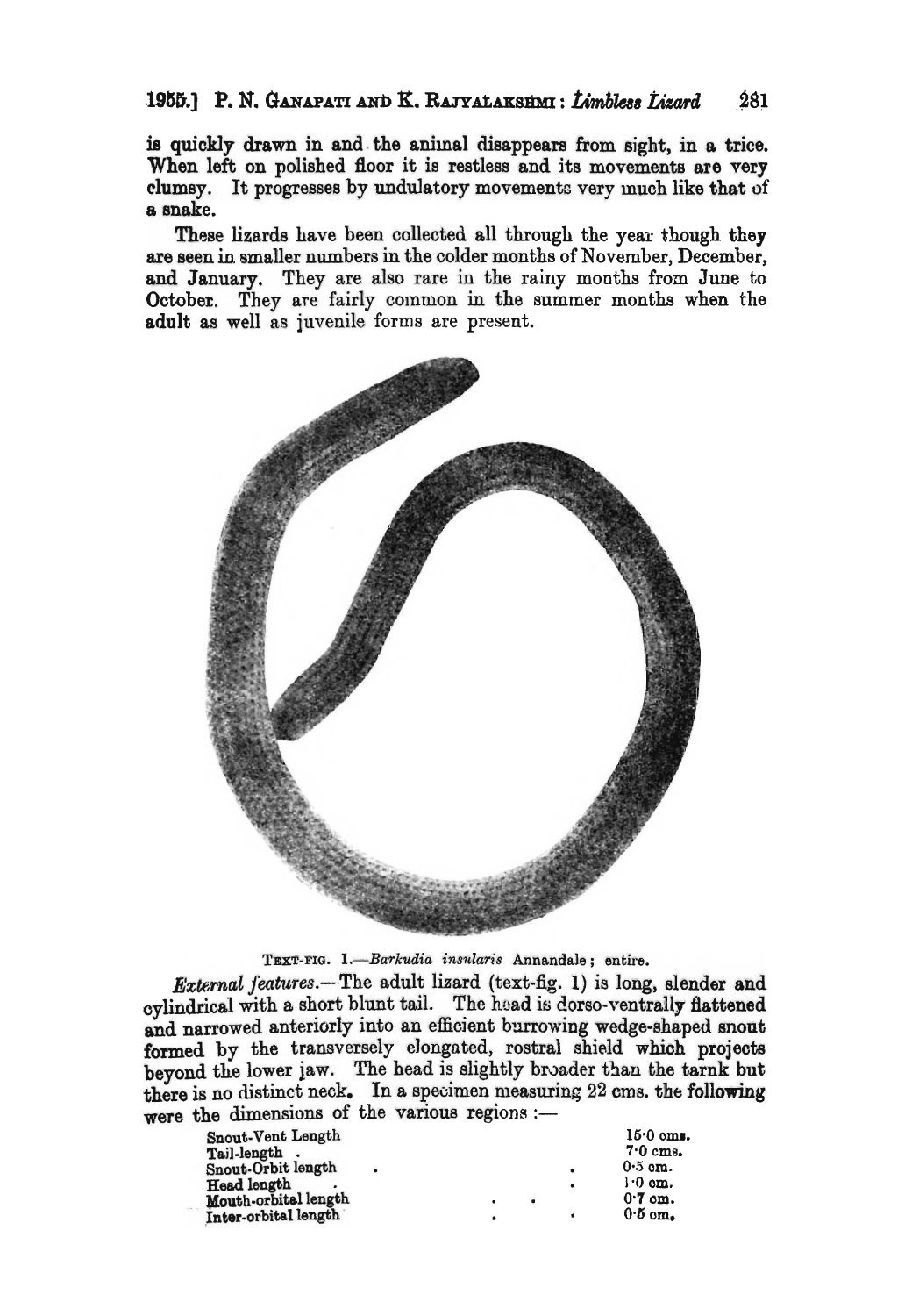is quickly drawn in and the animal disappears from sight, in a trice. When left on polished floor it is restless and its movements are very clumsy. It progresses by undulatory movements very much like that of a snake.

These lizards have been collected all through the year though they are seen in smaller numbers in the colder months of November, December, and January. They are also rare in the rainy months from June to October. They are fairly common in the summer months when the adult as well as juvenile forms are present.

TEXT-FIG. 1.—*Barkudia insularis* Annandale; entire.

*External features.*—The adult lizard (text-fig. 1) is long, slender and cylindrical with a short blunt tail. The head is dorso-ventrally flattened and narrowed anteriorly into an efficient burrowing wedge-shaped snout formed by the transversely elongated, rostral shield which projects beyond the lower jaw. The head is slightly broader than the trunk but there is no distinct neck. In a specimen measuring 22 cms. the following were the dimensions of the various regions :—

| | |
|---|---|
| Snout-Vent Length | 15·0 cms. |
| Tail-length | 7·0 cms. |
| Snout-Orbit length | 0·5 cm. |
| Head length | 1·0 cm. |
| Mouth-orbital length | 0·7 cm. |
| Inter-orbital length | 0·5 cm. |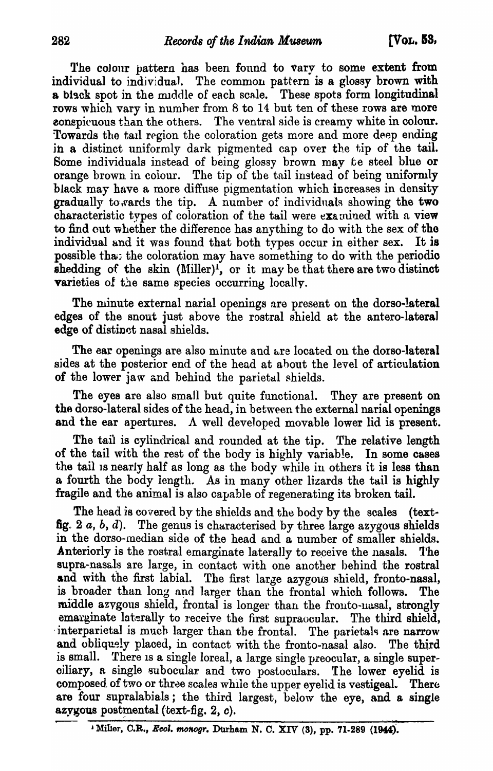The colour pattern has been found to vary to some extent from individual to individual. The common pattern is a glossy brown with a black spot in the middle of each scale. These spots form longitudinal rows which vary in number from 8 to 14 but ten of these rows are more conspicuous than the others. The ventral side is creamy white in colour. Towards the tail region the coloration gets more and more deep ending in a distinct uniformly dark pigmented cap over the tip of the tail. Some individuals instead of being glossy brown may be steel blue or orange brown in colour. The tip of the tail instead of being uniformly black may have a more diffuse pigmentation which increases in density gradually towards the tip. A number of individuals showing the two characteristic types of coloration of the tail were examined with a view to find out whether the difference has anything to do with the sex of the individual and it was found that both types occur in either sex. It is possible that the coloration may have something to do with the periodic shedding of the skin (Miller)[1], or it may be that there are two distinct varieties of the same species occurring locally.

The minute external narial openings are present on the dorso-lateral edges of the snout just above the rostral shield at the antero-lateral edge of distinct nasal shields.

The ear openings are also minute and are located on the dorso-lateral sides at the posterior end of the head at about the level of articulation of the lower jaw and behind the parietal shields.

The eyes are also small but quite functional. They are present on the dorso-lateral sides of the head, in between the external narial openings and the ear apertures. A well developed movable lower lid is present.

The tail is cylindrical and rounded at the tip. The relative length of the tail with the rest of the body is highly variable. In some cases the tail is nearly half as long as the body while in others it is less than a fourth the body length. As in many other lizards the tail is highly fragile and the animal is also capable of regenerating its broken tail.

The head is covered by the shields and the body by the scales (text-fig. 2 *a*, *b*, *d*). The genus is characterised by three large azygous shields in the dorso-median side of the head and a number of smaller shields. Anteriorly is the rostral emarginate laterally to receive the nasals. The supra-nasals are large, in contact with one another behind the rostral and with the first labial. The first large azygous shield, fronto-nasal, is broader than long and larger than the frontal which follows. The middle azygous shield, frontal is longer than the fronto-nasal, strongly emarginate laterally to receive the first supraocular. The third shield, interparietal is much larger than the frontal. The parietals are narrow and obliquely placed, in contact with the fronto-nasal also. The third is small. There is a single loreal, a large single preocular, a single superciliary, a single subocular and two postoculars. The lower eyelid is composed of two or three scales while the upper eyelid is vestigeal. There are four supralabials; the third largest, below the eye, and a single azygous postmental (text-fig. 2, *c*).

---

[1] Miller, C.R., *Ecol. monogr.* Durham N. C. XIV (3), pp. 71-289 (1944).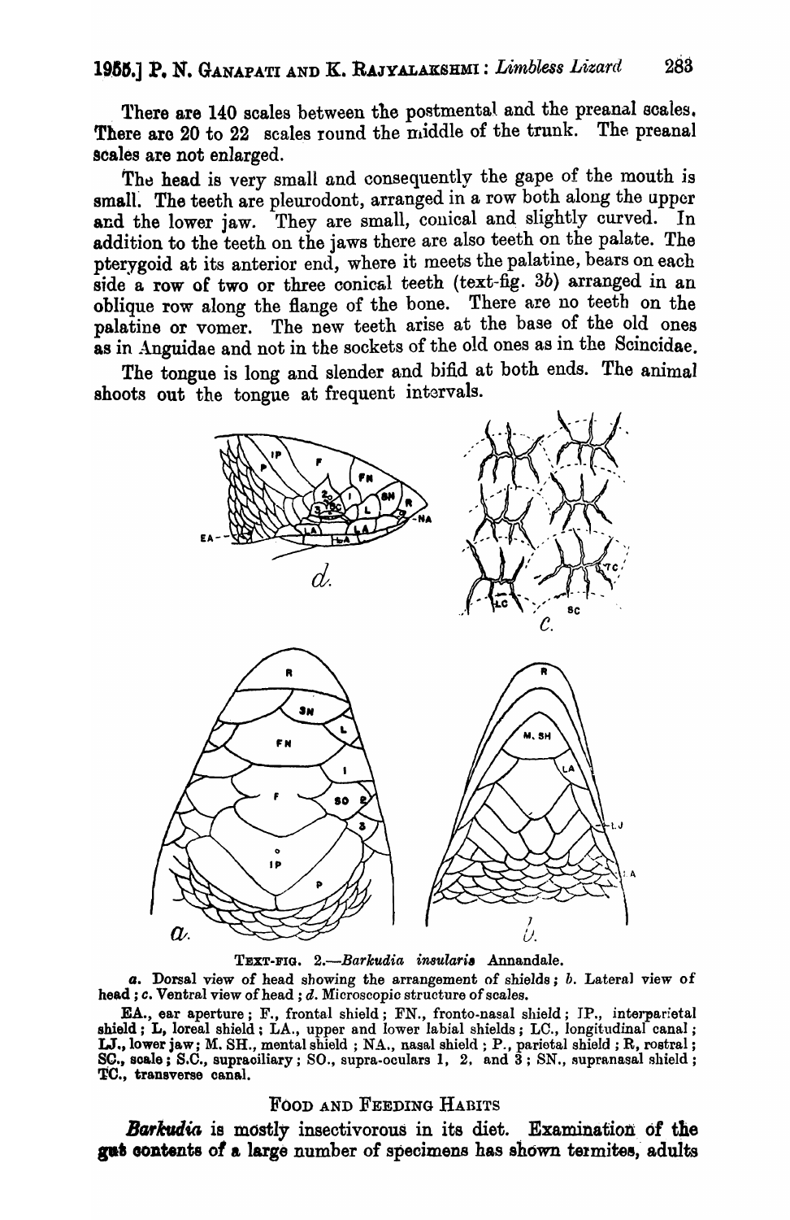There are 140 scales between the postmental and the preanal scales. There are 20 to 22 scales round the middle of the trunk. The preanal scales are not enlarged.

The head is very small and consequently the gape of the mouth is small. The teeth are pleurodont, arranged in a row both along the upper and the lower jaw. They are small, conical and slightly curved. In addition to the teeth on the jaws there are also teeth on the palate. The pterygoid at its anterior end, where it meets the palatine, bears on each side a row of two or three conical teeth (text-fig. 3*b*) arranged in an oblique row along the flange of the bone. There are no teeth on the palatine or vomer. The new teeth arise at the base of the old ones as in Anguidae and not in the sockets of the old ones as in the Scincidae.

The tongue is long and slender and bifid at both ends. The animal shoots out the tongue at frequent intervals.

TEXT-FIG. 2.—*Barkudia insularis* Annandale.

*a*. Dorsal view of head showing the arrangement of shields; *b*. Lateral view of head; *c*. Ventral view of head; *d*. Microscopic structure of scales.

EA., ear aperture; F., frontal shield; FN., fronto-nasal shield; IP., interparietal shield; L, loreal shield; LA., upper and lower labial shields; LC., longitudinal canal; LJ., lower jaw; M. SH., mental shield; NA., nasal shield; P., parietal shield; R, rostral; SC., scale; S.C., supraciliary; SO., supra-oculars 1, 2, and 3; SN., supranasal shield; TC., transverse canal.

## FOOD AND FEEDING HABITS

*Barkudia* is mostly insectivorous in its diet. Examination of the gut contents of a large number of specimens has shown termites, adults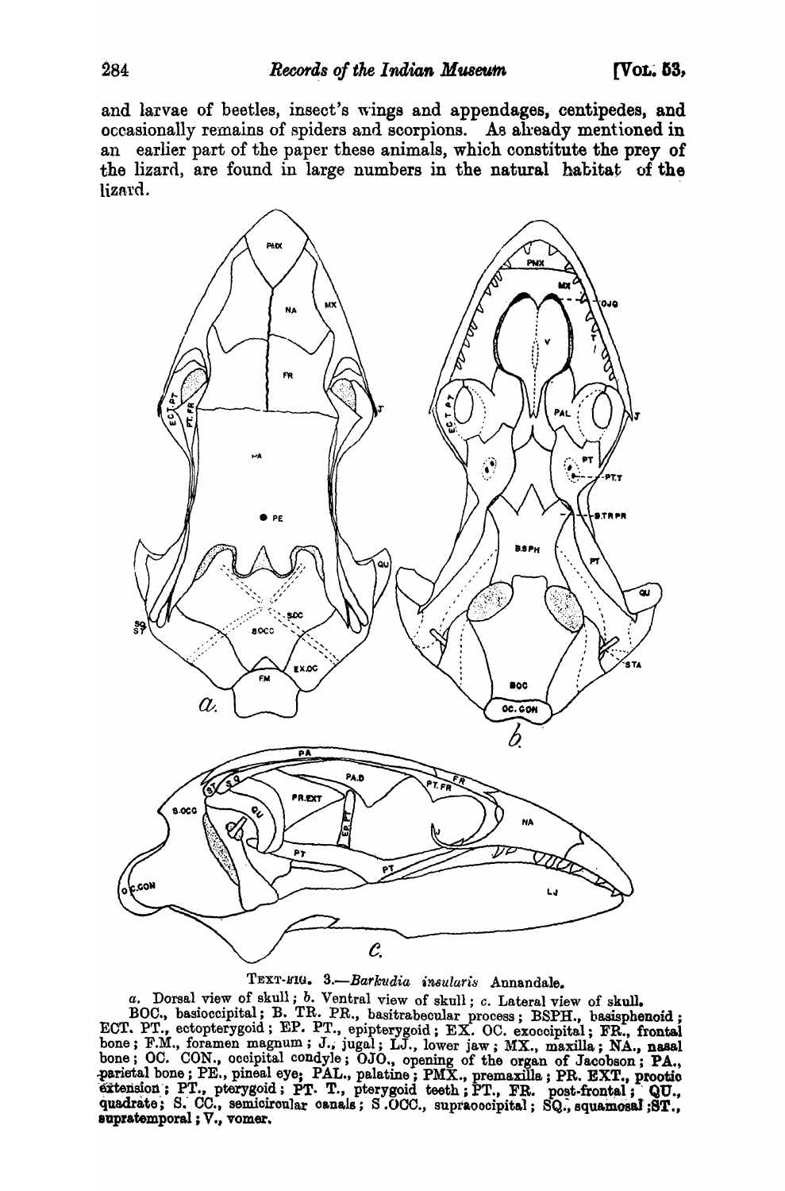and larvae of beetles, insect's wings and appendages, centipedes, and occasionally remains of spiders and scorpions. As already mentioned in an earlier part of the paper these animals, which constitute the prey of the lizard, are found in large numbers in the natural habitat of the lizard.

TEXT-FIG. 3.—*Barkudia insularis* Annandale.

*a*. Dorsal view of skull; *b*. Ventral view of skull; *c*. Lateral view of skull.

BOC., basioccipital; B. TR. PR., basitrabecular process; BSPH., basisphenoid; ECT. PT., ectopterygoid; EP. PT., epipterygoid; EX. OC. exoccipital; FR., frontal bone; F.M., foramen magnum; J., jugal; LJ., lower jaw; MX., maxilla; NA., nasal bone; OC. CON., occipital condyle; OJO., opening of the organ of Jacobson; PA., parietal bone; PE., pineal eye; PAL., palatine; PMX., premaxilla; PR. EXT., prootic extension; PT., pterygoid; PT. T., pterygoid teeth; PT., FR. post-frontal; QU., quadrate; S. CC., semicircular canals; S .OCC., supraoccipital; SQ., squamosal; ST., supratemporal; V., vomer.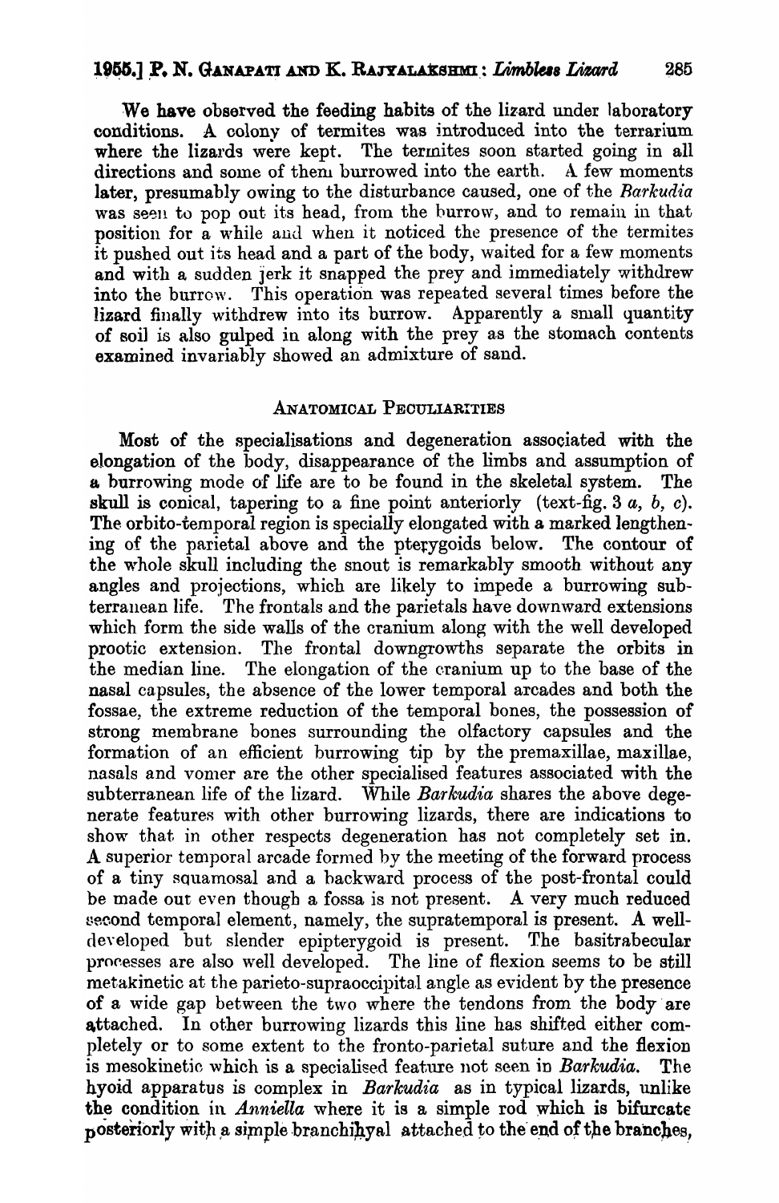We have observed the feeding habits of the lizard under laboratory conditions. A colony of termites was introduced into the terrarium where the lizards were kept. The termites soon started going in all directions and some of them burrowed into the earth. A few moments later, presumably owing to the disturbance caused, one of the *Barkudia* was seen to pop out its head, from the burrow, and to remain in that position for a while and when it noticed the presence of the termites it pushed out its head and a part of the body, waited for a few moments and with a sudden jerk it snapped the prey and immediately withdrew into the burrow. This operation was repeated several times before the lizard finally withdrew into its burrow. Apparently a small quantity of soil is also gulped in along with the prey as the stomach contents examined invariably showed an admixture of sand.

## ANATOMICAL PECULIARITIES

Most of the specialisations and degeneration associated with the elongation of the body, disappearance of the limbs and assumption of a burrowing mode of life are to be found in the skeletal system. The skull is conical, tapering to a fine point anteriorly (text-fig. 3 *a*, *b*, *c*). The orbito-temporal region is specially elongated with a marked lengthening of the parietal above and the pterygoids below. The contour of the whole skull including the snout is remarkably smooth without any angles and projections, which are likely to impede a burrowing subterranean life. The frontals and the parietals have downward extensions which form the side walls of the cranium along with the well developed prootic extension. The frontal downgrowths separate the orbits in the median line. The elongation of the cranium up to the base of the nasal capsules, the absence of the lower temporal arcades and both the fossae, the extreme reduction of the temporal bones, the possession of strong membrane bones surrounding the olfactory capsules and the formation of an efficient burrowing tip by the premaxillae, maxillae, nasals and vomer are the other specialised features associated with the subterranean life of the lizard. While *Barkudia* shares the above degenerate features with other burrowing lizards, there are indications to show that in other respects degeneration has not completely set in. A superior temporal arcade formed by the meeting of the forward process of a tiny squamosal and a backward process of the post-frontal could be made out even though a fossa is not present. A very much reduced second temporal element, namely, the supratemporal is present. A well-developed but slender epipterygoid is present. The basitrabecular processes are also well developed. The line of flexion seems to be still metakinetic at the parieto-supraoccipital angle as evident by the presence of a wide gap between the two where the tendons from the body are attached. In other burrowing lizards this line has shifted either completely or to some extent to the fronto-parietal suture and the flexion is mesokinetic which is a specialised feature not seen in *Barkudia*. The hyoid apparatus is complex in *Barkudia* as in typical lizards, unlike the condition in *Anniella* where it is a simple rod which is bifurcate posteriorly with a simple branchihyal attached to the end of the branches,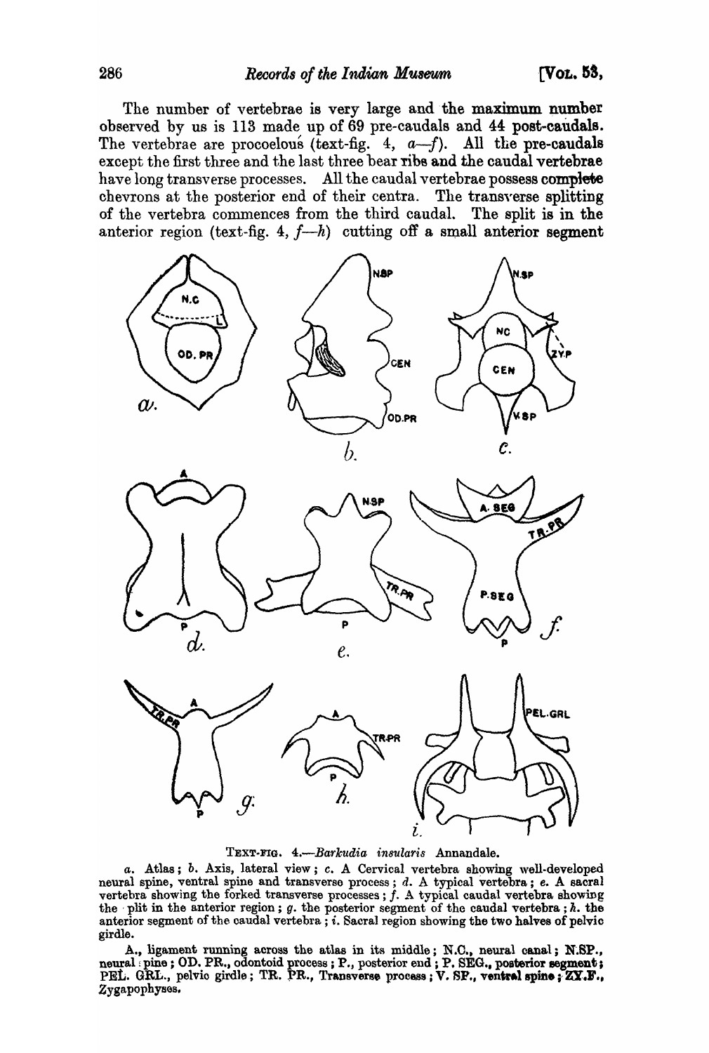The number of vertebrae is very large and the maximum number observed by us is 113 made up of 69 pre-caudals and 44 post-caudals. The vertebrae are procoelous (text-fig. 4, *a—f*). All the pre-caudals except the first three and the last three bear ribs and the caudal vertebrae have long transverse processes. All the caudal vertebrae possess complete chevrons at the posterior end of their centra. The transverse splitting of the vertebra commences from the third caudal. The split is in the anterior region (text-fig. 4, *f—h*) cutting off a small anterior segment

TEXT-FIG. 4.—*Barkudia insularis* Annandale.

*a.* Atlas; *b.* Axis, lateral view; *c.* A Cervical vertebra showing well-developed neural spine, ventral spine and transverse process; *d.* A typical vertebra; *e.* A sacral vertebra showing the forked transverse processes; *f.* A typical caudal vertebra showing the plit in the anterior region; *g.* the posterior segment of the caudal vertebra; *h.* the anterior segment of the caudal vertebra; *i.* Sacral region showing the two halves of pelvic girdle.

A., ligament running across the atlas in its middle; N.C., neural canal; N.SP., neural pine; OD. PR., odontoid process; P., posterior end; P. SEG., posterior segment; PEL. GRL., pelvic girdle; TR. PR., Transverse process; V. SP., ventral spine; ZY.P., Zygapophyses.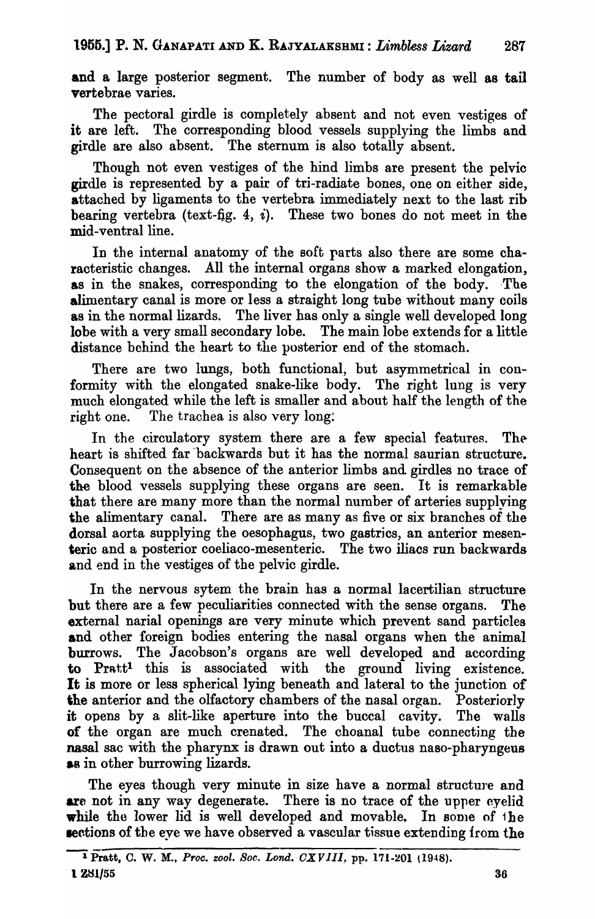and a large posterior segment. The number of body as well as tail vertebrae varies.

The pectoral girdle is completely absent and not even vestiges of it are left. The corresponding blood vessels supplying the limbs and girdle are also absent. The sternum is also totally absent.

Though not even vestiges of the hind limbs are present the pelvic girdle is represented by a pair of tri-radiate bones, one on either side, attached by ligaments to the vertebra immediately next to the last rib bearing vertebra (text-fig. 4, *i*). These two bones do not meet in the mid-ventral line.

In the internal anatomy of the soft parts also there are some characteristic changes. All the internal organs show a marked elongation, as in the snakes, corresponding to the elongation of the body. The alimentary canal is more or less a straight long tube without many coils as in the normal lizards. The liver has only a single well developed long lobe with a very small secondary lobe. The main lobe extends for a little distance behind the heart to the posterior end of the stomach.

There are two lungs, both functional, but asymmetrical in conformity with the elongated snake-like body. The right lung is very much elongated while the left is smaller and about half the length of the right one. The trachea is also very long.

In the circulatory system there are a few special features. The heart is shifted far backwards but it has the normal saurian structure. Consequent on the absence of the anterior limbs and girdles no trace of the blood vessels supplying these organs are seen. It is remarkable that there are many more than the normal number of arteries supplying the alimentary canal. There are as many as five or six branches of the dorsal aorta supplying the oesophagus, two gastrics, an anterior mesenteric and a posterior coeliaco-mesenteric. The two iliacs run backwards and end in the vestiges of the pelvic girdle.

In the nervous sytem the brain has a normal lacertilian structure but there are a few peculiarities connected with the sense organs. The external narial openings are very minute which prevent sand particles and other foreign bodies entering the nasal organs when the animal burrows. The Jacobson's organs are well developed and according to Pratt[1] this is associated with the ground living existence. It is more or less spherical lying beneath and lateral to the junction of the anterior and the olfactory chambers of the nasal organ. Posteriorly it opens by a slit-like aperture into the buccal cavity. The walls of the organ are much crenated. The choanal tube connecting the nasal sac with the pharynx is drawn out into a ductus naso-pharyngeus as in other burrowing lizards.

The eyes though very minute in size have a normal structure and are not in any way degenerate. There is no trace of the upper eyelid while the lower lid is well developed and movable. In some of the sections of the eye we have observed a vascular tissue extending from the

---

[1] Pratt, C. W. M., *Proc. zool. Soc. Lond.* *CXVIII*, pp. 171-201 (1948).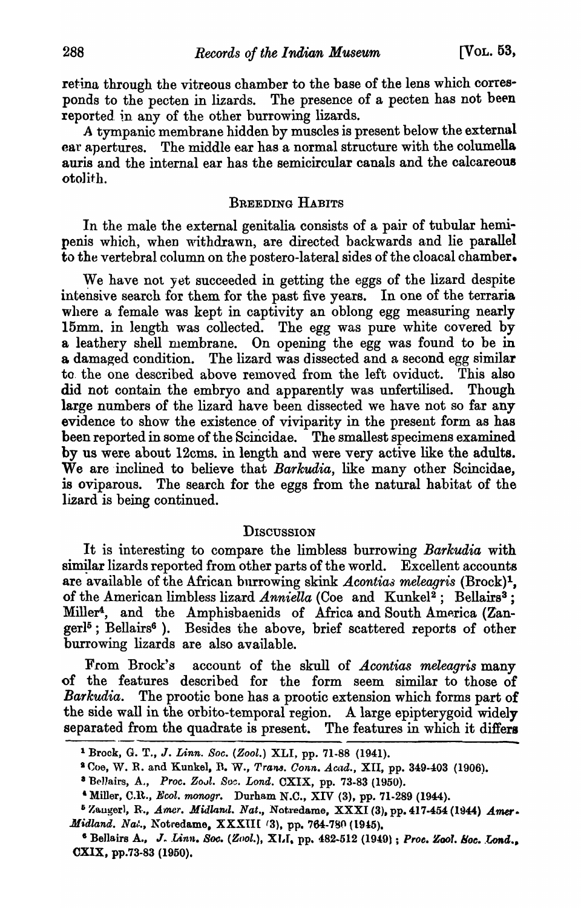retina through the vitreous chamber to the base of the lens which corresponds to the pecten in lizards. The presence of a pecten has not been reported in any of the other burrowing lizards.

A tympanic membrane hidden by muscles is present below the external ear apertures. The middle ear has a normal structure with the columella auris and the internal ear has the semicircular canals and the calcareous otolith.

## BREEDING HABITS

In the male the external genitalia consists of a pair of tubular hemipenis which, when withdrawn, are directed backwards and lie parallel to the vertebral column on the postero-lateral sides of the cloacal chamber.

We have not yet succeeded in getting the eggs of the lizard despite intensive search for them for the past five years. In one of the terraria where a female was kept in captivity an oblong egg measuring nearly 15mm. in length was collected. The egg was pure white covered by a leathery shell membrane. On opening the egg was found to be in a damaged condition. The lizard was dissected and a second egg similar to the one described above removed from the left oviduct. This also did not contain the embryo and apparently was unfertilised. Though large numbers of the lizard have been dissected we have not so far any evidence to show the existence of viviparity in the present form as has been reported in some of the Scincidae. The smallest specimens examined by us were about 12cms. in length and were very active like the adults. We are inclined to believe that *Barkudia*, like many other Scincidae, is oviparous. The search for the eggs from the natural habitat of the lizard is being continued.

## DISCUSSION

It is interesting to compare the limbless burrowing *Barkudia* with similar lizards reported from other parts of the world. Excellent accounts are available of the African burrowing skink *Acontias meleagris* (Brock)[1], of the American limbless lizard *Anniella* (Coe and Kunkel[2]; Bellairs[3]; Miller[4], and the Amphisbaenids of Africa and South America (Zangerl[5]; Bellairs[6]). Besides the above, brief scattered reports of other burrowing lizards are also available.

From Brock's account of the skull of *Acontias meleagris* many of the features described for the form seem similar to those of *Barkudia*. The prootic bone has a prootic extension which forms part of the side wall in the orbito-temporal region. A large epipterygoid widely separated from the quadrate is present. The features in which it differs

---

[1] Brock, G. T., *J. Linn. Soc. (Zool.)* XLI, pp. 71-88 (1941).

[2] Coe, W. R. and Kunkel, B. W., *Trans. Conn. Acad.*, XII, pp. 349-403 (1906).

[3] Bellairs, A., *Proc. Zool. Soc. Lond.* CXIX, pp. 73-83 (1950).

[4] Miller, C.R., *Ecol. monogr.* Durham N.C., XIV (3), pp. 71-289 (1944).

[5] Zangerl, R., *Amer. Midland. Nat.*, Notredame, XXXI (3), pp. 417-454 (1944) *Amer. Midland. Nat.*, Notredame, XXXIII (3), pp. 764-780 (1945).

[6] Bellairs A., *J. Linn. Soc. (Zool.)*, XLI, pp. 482-512 (1949); *Proc. Zool. Soc. Lond.*, CXIX, pp.73-83 (1950).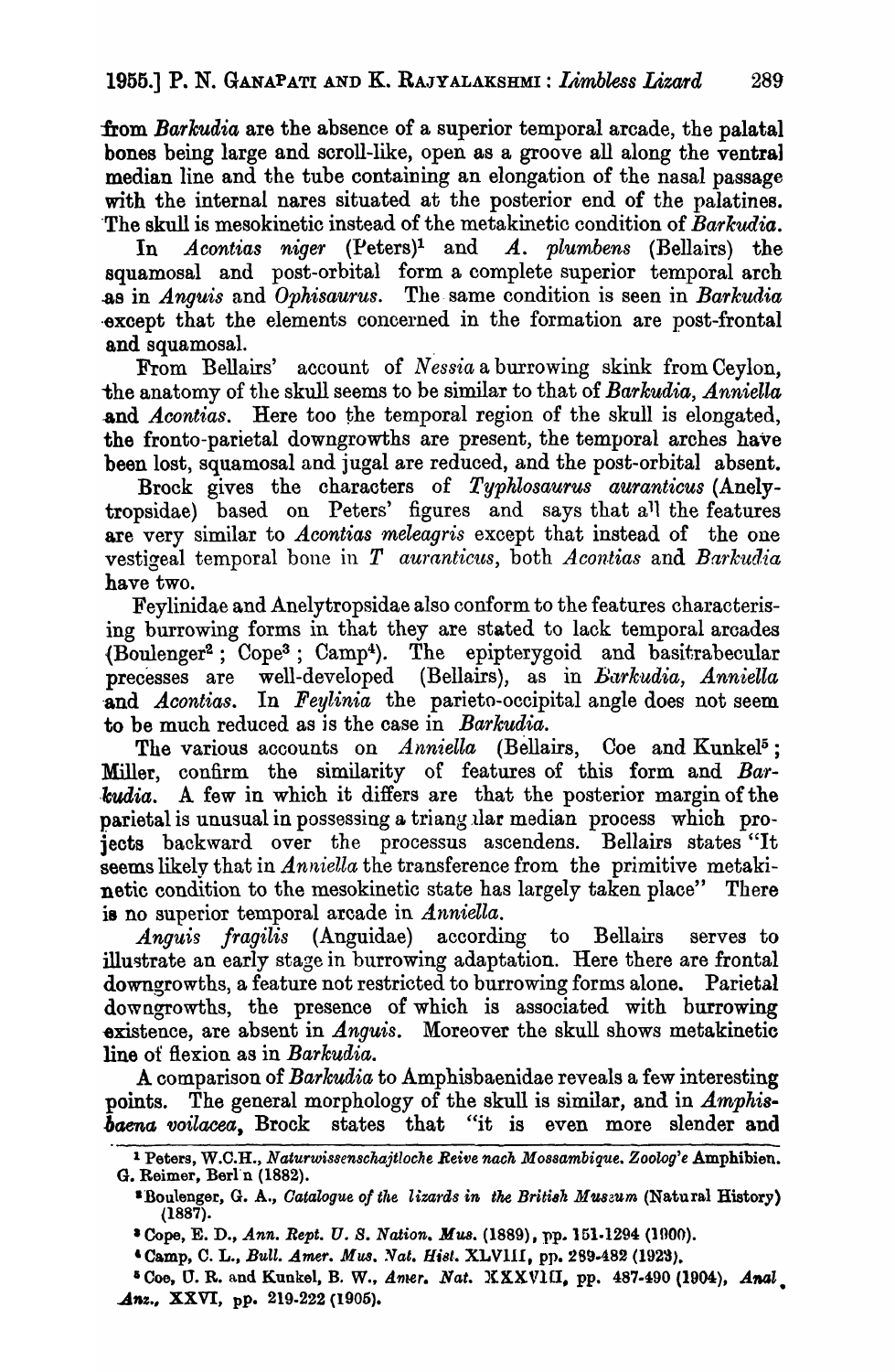from *Barkudia* are the absence of a superior temporal arcade, the palatal bones being large and scroll-like, open as a groove all along the ventral median line and the tube containing an elongation of the nasal passage with the internal nares situated at the posterior end of the palatines. The skull is mesokinetic instead of the metakinetic condition of *Barkudia*.

In *Acontias niger* (Peters)[1] and *A. plumbens* (Bellairs) the squamosal and post-orbital form a complete superior temporal arch as in *Anguis* and *Ophisaurus*. The same condition is seen in *Barkudia* except that the elements concerned in the formation are post-frontal and squamosal.

From Bellairs' account of *Nessia* a burrowing skink from Ceylon, the anatomy of the skull seems to be similar to that of *Barkudia*, *Anniella* and *Acontias*. Here too the temporal region of the skull is elongated, the fronto-parietal downgrowths are present, the temporal arches have been lost, squamosal and jugal are reduced, and the post-orbital absent.

Brock gives the characters of *Typhlosaurus auranticus* (Anelytropsidae) based on Peters' figures and says that all the features are very similar to *Acontias meleagris* except that instead of the one vestigeal temporal bone in *T auranticus*, both *Acontias* and *Barkudia* have two.

Feylinidae and Anelytropsidae also conform to the features characterising burrowing forms in that they are stated to lack temporal arcades (Boulenger[2]; Cope[3]; Camp[4]). The epipterygoid and basitrabecular precesses are well-developed (Bellairs), as in *Barkudia*, *Anniella* and *Acontias*. In *Feylinia* the parieto-occipital angle does not seem to be much reduced as is the case in *Barkudia*.

The various accounts on *Anniella* (Bellairs, Coe and Kunkel[5]; Miller, confirm the similarity of features of this form and *Barkudia*. A few in which it differs are that the posterior margin of the parietal is unusual in possessing a triangular median process which projects backward over the processus ascendens. Bellairs states "It seems likely that in *Anniella* the transference from the primitive metakinetic condition to the mesokinetic state has largely taken place" There is no superior temporal arcade in *Anniella*.

*Anguis fragilis* (Anguidae) according to Bellairs serves to illustrate an early stage in burrowing adaptation. Here there are frontal downgrowths, a feature not restricted to burrowing forms alone. Parietal downgrowths, the presence of which is associated with burrowing existence, are absent in *Anguis*. Moreover the skull shows metakinetic line of flexion as in *Barkudia*.

A comparison of *Barkudia* to Amphisbaenidae reveals a few interesting points. The general morphology of the skull is similar, and in *Amphisbaena voilacea*, Brock states that "it is even more slender and

---

[1] Peters, W.C.H., *Naturwissenschajtloche Reive nach Mossambique. Zoologie* Amphibien. G. Reimer, Berlin (1882).

[2] Boulenger, G. A., *Catalogue of the lizards in the British Museum* (Natural History) (1887).

[3] Cope, E. D., *Ann. Rept. U. S. Nation. Mus.* (1889), pp. 151-1294 (1900).

[4] Camp, C. L., *Bull. Amer. Mus. Nat. Hist.* XLVIII, pp. 289-482 (1923).

[5] Coe, U. R. and Kunkel, B. W., *Amer. Nat.* XXXVIII, pp. 487-490 (1904), *Anat. Anz.*, XXVI, pp. 219-222 (1905).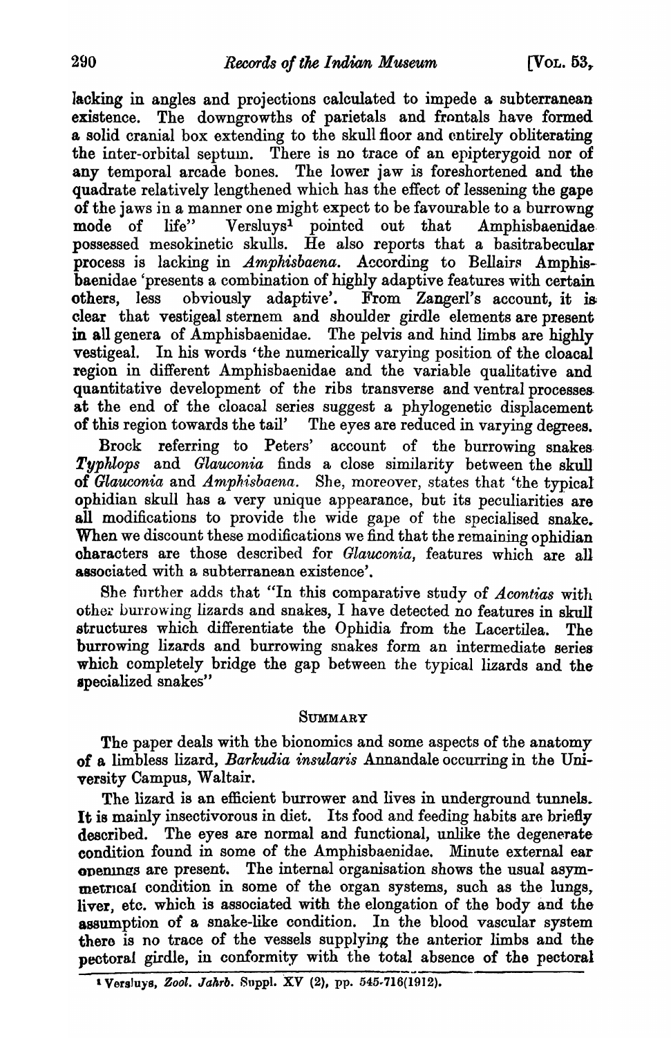lacking in angles and projections calculated to impede a subterranean existence. The downgrowths of parietals and frontals have formed a solid cranial box extending to the skull floor and entirely obliterating the inter-orbital septum. There is no trace of an epipterygoid nor of any temporal arcade bones. The lower jaw is foreshortened and the quadrate relatively lengthened which has the effect of lessening the gape of the jaws in a manner one might expect to be favourable to a burrowng mode of life" Versluys[1] pointed out that Amphisbaenidae possessed mesokinetic skulls. He also reports that a basitrabecular process is lacking in *Amphisbaena*. According to Bellairs Amphisbaenidae 'presents a combination of highly adaptive features with certain others, less obviously adaptive'. From Zangerl's account, it is clear that vestigeal sternem and shoulder girdle elements are present in all genera of Amphisbaenidae. The pelvis and hind limbs are highly vestigeal. In his words 'the numerically varying position of the cloacal region in different Amphisbaenidae and the variable qualitative and quantitative development of the ribs transverse and ventral processes at the end of the cloacal series suggest a phylogenetic displacement of this region towards the tail' The eyes are reduced in varying degrees.

Brock referring to Peters' account of the burrowing snakes *Typhlops* and *Glauconia* finds a close similarity between the skull of *Glauconia* and *Amphisbaena*. She, moreover, states that 'the typical ophidian skull has a very unique appearance, but its peculiarities are all modifications to provide the wide gape of the specialised snake. When we discount these modifications we find that the remaining ophidian characters are those described for *Glauconia*, features which are all associated with a subterranean existence'.

She further adds that "In this comparative study of *Acontias* with other burrowing lizards and snakes, I have detected no features in skull structures which differentiate the Ophidia from the Lacertilea. The burrowing lizards and burrowing snakes form an intermediate series which completely bridge the gap between the typical lizards and the specialized snakes"

## Summary

The paper deals with the bionomics and some aspects of the anatomy of a limbless lizard, *Barkudia insularis* Annandale occurring in the University Campus, Waltair.

The lizard is an efficient burrower and lives in underground tunnels. It is mainly insectivorous in diet. Its food and feeding habits are briefly described. The eyes are normal and functional, unlike the degenerate condition found in some of the Amphisbaenidae. Minute external ear openings are present. The internal organisation shows the usual asymmetrical condition in some of the organ systems, such as the lungs, liver, etc. which is associated with the elongation of the body and the assumption of a snake-like condition. In the blood vascular system there is no trace of the vessels supplying the anterior limbs and the pectoral girdle, in conformity with the total absence of the pectoral

[1] Versluys, *Zool. Jahrb.* Suppl. XV (2), pp. 545-716(1912).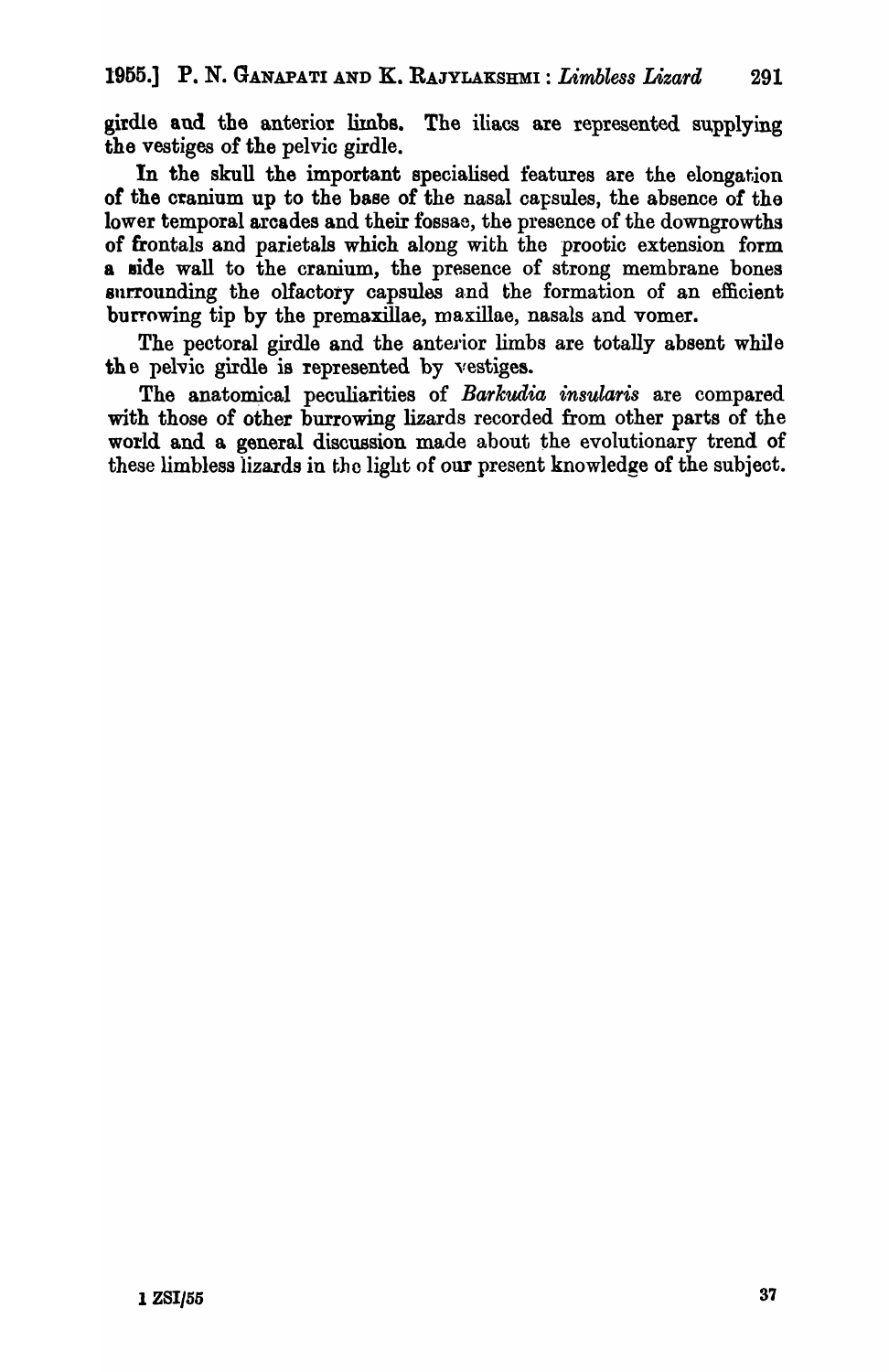girdle and the anterior limbs. The iliacs are represented supplying the vestiges of the pelvic girdle.

In the skull the important specialised features are the elongation of the cranium up to the base of the nasal capsules, the absence of the lower temporal arcades and their fossae, the presence of the downgrowths of frontals and parietals which along with the prootic extension form a side wall to the cranium, the presence of strong membrane bones surrounding the olfactory capsules and the formation of an efficient burrowing tip by the premaxillae, maxillae, nasals and vomer.

The pectoral girdle and the anterior limbs are totally absent while the pelvic girdle is represented by vestiges.

The anatomical peculiarities of *Barkudia insularis* are compared with those of other burrowing lizards recorded from other parts of the world and a general discussion made about the evolutionary trend of these limbless lizards in the light of our present knowledge of the subject.